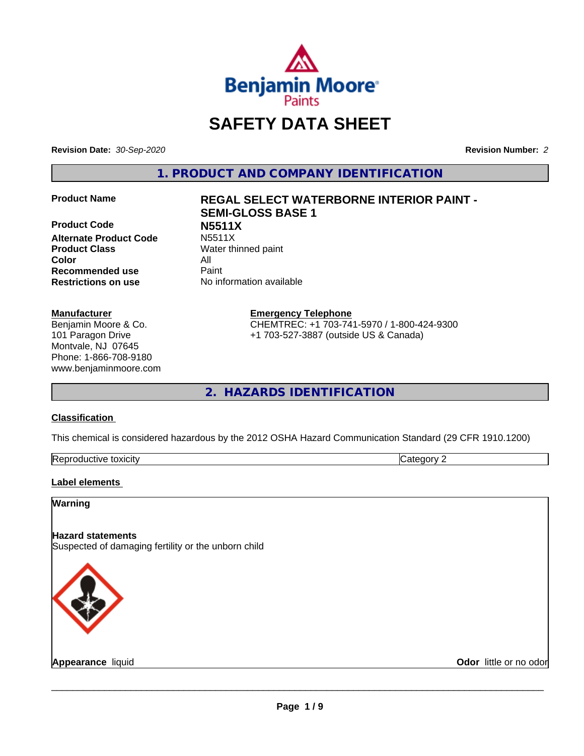# SAFETY DATA SHEET

**Revision Date:** *30-Sep-2020*

**Revision Number:** *2*

## 1. PRODUCT AND COMPANY IDENTIFICATION

| | |
|---|---|
| **Product Name** | **REGAL SELECT WATERBORNE INTERIOR PAINT - SEMI-GLOSS BASE 1** |
| **Product Code** | **N5511X** |
| **Alternate Product Code** | N5511X |
| **Product Class** | Water thinned paint |
| **Color** | All |
| **Recommended use** | Paint |
| **Restrictions on use** | No information available |

**Manufacturer**
Benjamin Moore & Co.
101 Paragon Drive
Montvale, NJ 07645
Phone: 1-866-708-9180
www.benjaminmoore.com

**Emergency Telephone**
CHEMTREC: +1 703-741-5970 / 1-800-424-9300
+1 703-527-3887 (outside US & Canada)

## 2. HAZARDS IDENTIFICATION

### Classification

This chemical is considered hazardous by the 2012 OSHA Hazard Communication Standard (29 CFR 1910.1200)

| | |
|---|---|
| Reproductive toxicity | Category 2 |

### Label elements

**Warning**

**Hazard statements**
Suspected of damaging fertility or the unborn child

**Appearance** liquid

**Odor** little or no odor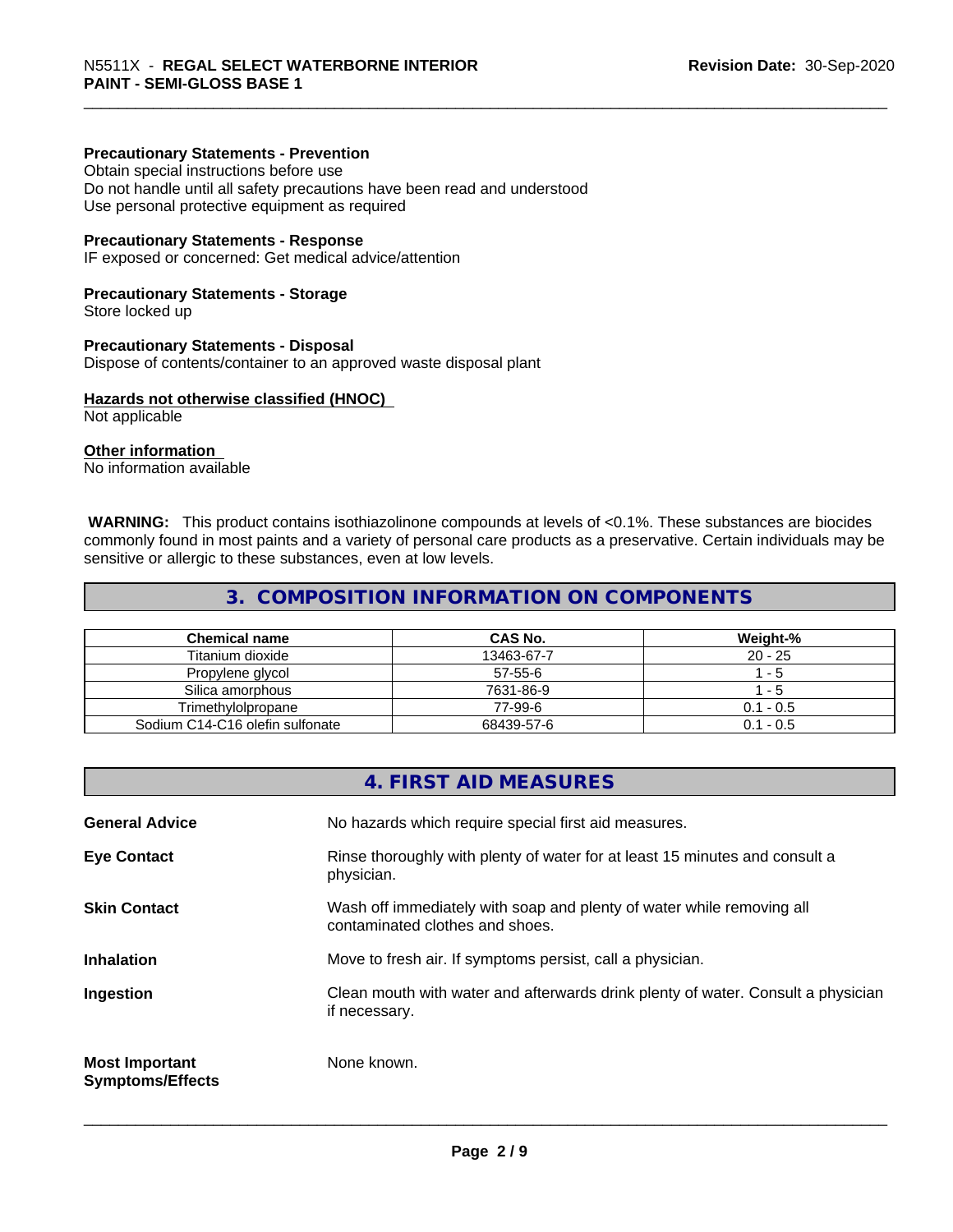**Precautionary Statements - Prevention**
Obtain special instructions before use
Do not handle until all safety precautions have been read and understood
Use personal protective equipment as required

**Precautionary Statements - Response**
IF exposed or concerned: Get medical advice/attention

**Precautionary Statements - Storage**
Store locked up

**Precautionary Statements - Disposal**
Dispose of contents/container to an approved waste disposal plant

**Hazards not otherwise classified (HNOC)**
Not applicable

**Other information**
No information available

**WARNING:** This product contains isothiazolinone compounds at levels of <0.1%. These substances are biocides commonly found in most paints and a variety of personal care products as a preservative. Certain individuals may be sensitive or allergic to these substances, even at low levels.

## 3. COMPOSITION INFORMATION ON COMPONENTS

| Chemical name | CAS No. | Weight-% |
|---|---|---|
| Titanium dioxide | 13463-67-7 | 20 - 25 |
| Propylene glycol | 57-55-6 | 1 - 5 |
| Silica amorphous | 7631-86-9 | 1 - 5 |
| Trimethylolpropane | 77-99-6 | 0.1 - 0.5 |
| Sodium C14-C16 olefin sulfonate | 68439-57-6 | 0.1 - 0.5 |

## 4. FIRST AID MEASURES

**General Advice** No hazards which require special first aid measures.

**Eye Contact** Rinse thoroughly with plenty of water for at least 15 minutes and consult a physician.

**Skin Contact** Wash off immediately with soap and plenty of water while removing all contaminated clothes and shoes.

**Inhalation** Move to fresh air. If symptoms persist, call a physician.

**Ingestion** Clean mouth with water and afterwards drink plenty of water. Consult a physician if necessary.

**Most Important Symptoms/Effects** None known.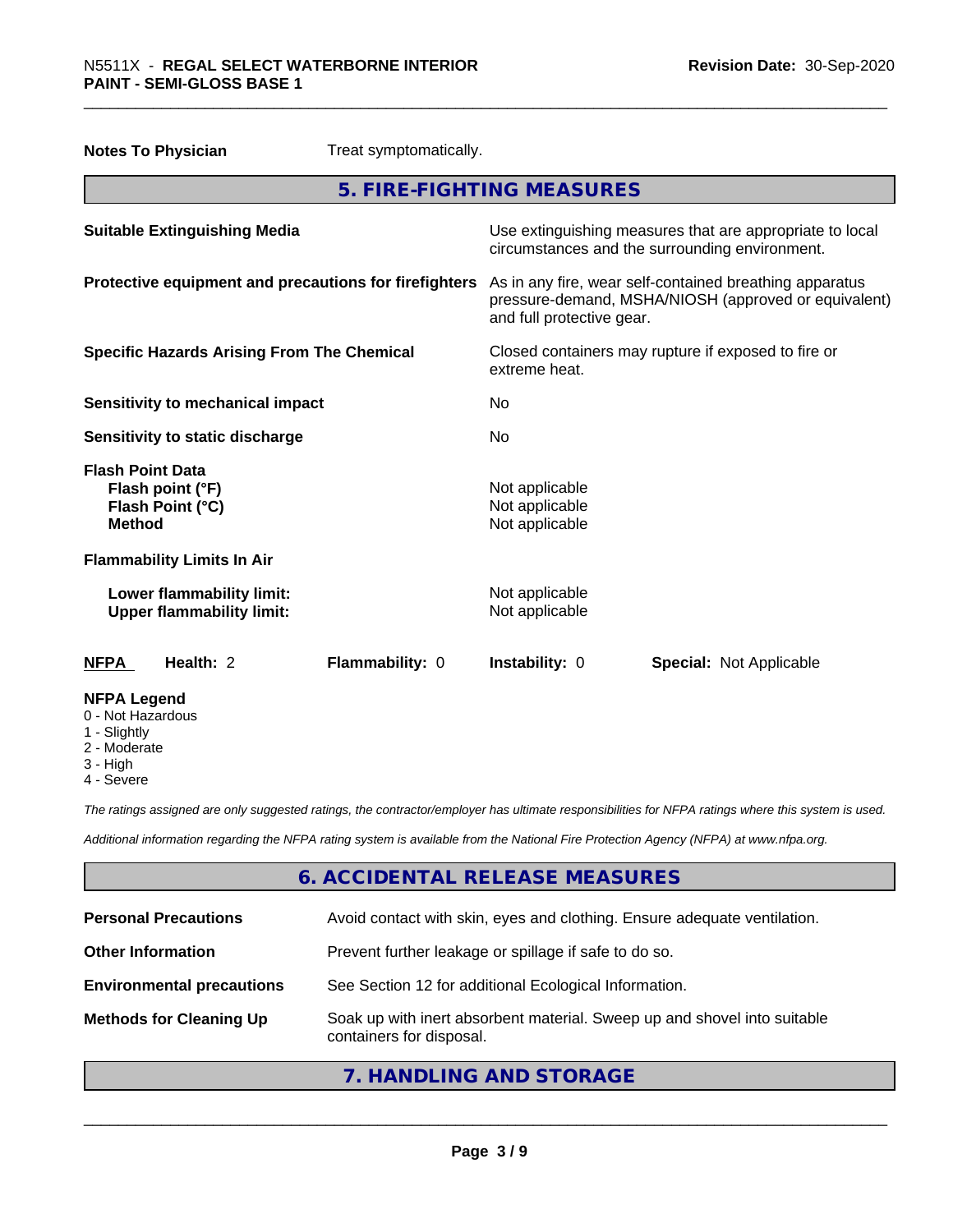**Notes To Physician** Treat symptomatically.

## 5. FIRE-FIGHTING MEASURES

| | |
|---|---|
| **Suitable Extinguishing Media** | Use extinguishing measures that are appropriate to local circumstances and the surrounding environment. |
| **Protective equipment and precautions for firefighters** | As in any fire, wear self-contained breathing apparatus pressure-demand, MSHA/NIOSH (approved or equivalent) and full protective gear. |
| **Specific Hazards Arising From The Chemical** | Closed containers may rupture if exposed to fire or extreme heat. |
| **Sensitivity to mechanical impact** | No |
| **Sensitivity to static discharge** | No |

**Flash Point Data**

| | |
|---|---|
| **Flash point (°F)** | Not applicable |
| **Flash Point (°C)** | Not applicable |
| **Method** | Not applicable |

**Flammability Limits In Air**

| | |
|---|---|
| **Lower flammability limit:** | Not applicable |
| **Upper flammability limit:** | Not applicable |

| **NFPA** | **Health:** 2 | **Flammability:** 0 | **Instability:** 0 | **Special:** Not Applicable |
|---|---|---|---|---|

**NFPA Legend**
- 0 - Not Hazardous
- 1 - Slightly
- 2 - Moderate
- 3 - High
- 4 - Severe

*The ratings assigned are only suggested ratings, the contractor/employer has ultimate responsibilities for NFPA ratings where this system is used.*

*Additional information regarding the NFPA rating system is available from the National Fire Protection Agency (NFPA) at www.nfpa.org.*

## 6. ACCIDENTAL RELEASE MEASURES

| | |
|---|---|
| **Personal Precautions** | Avoid contact with skin, eyes and clothing. Ensure adequate ventilation. |
| **Other Information** | Prevent further leakage or spillage if safe to do so. |
| **Environmental precautions** | See Section 12 for additional Ecological Information. |
| **Methods for Cleaning Up** | Soak up with inert absorbent material. Sweep up and shovel into suitable containers for disposal. |

## 7. HANDLING AND STORAGE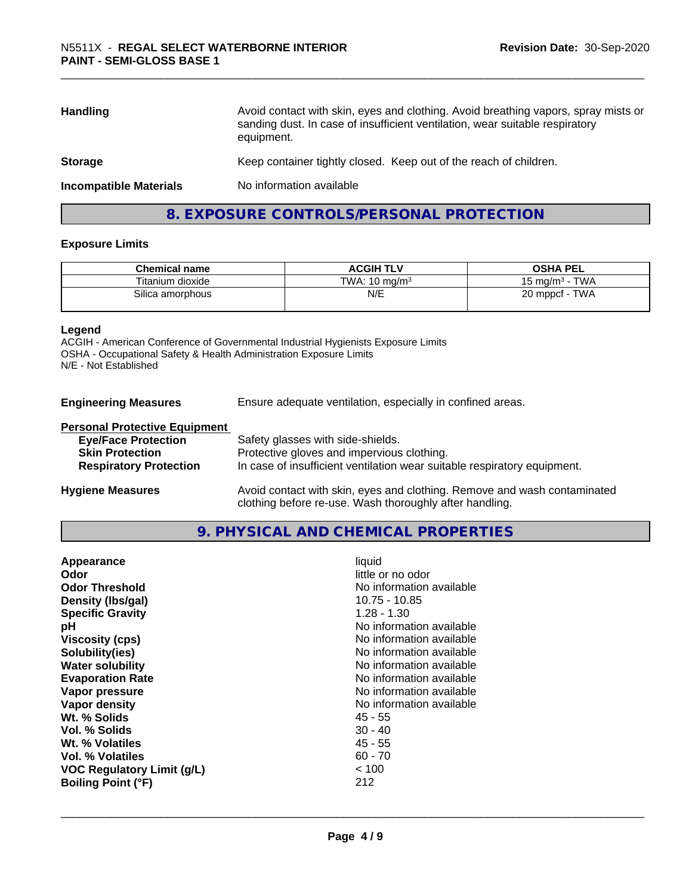| | |
|---|---|
| **Handling** | Avoid contact with skin, eyes and clothing. Avoid breathing vapors, spray mists or sanding dust. In case of insufficient ventilation, wear suitable respiratory equipment. |
| **Storage** | Keep container tightly closed. Keep out of the reach of children. |
| **Incompatible Materials** | No information available |

## 8. EXPOSURE CONTROLS/PERSONAL PROTECTION

### Exposure Limits

| Chemical name | ACGIH TLV | OSHA PEL |
|---|---|---|
| Titanium dioxide | TWA: 10 mg/m³ | 15 mg/m³ - TWA |
| Silica amorphous | N/E | 20 mppcf - TWA |

**Legend**
ACGIH - American Conference of Governmental Industrial Hygienists Exposure Limits
OSHA - Occupational Safety & Health Administration Exposure Limits
N/E - Not Established

**Engineering Measures** Ensure adequate ventilation, especially in confined areas.

**Personal Protective Equipment**

| | |
|---|---|
| **Eye/Face Protection** | Safety glasses with side-shields. |
| **Skin Protection** | Protective gloves and impervious clothing. |
| **Respiratory Protection** | In case of insufficient ventilation wear suitable respiratory equipment. |

**Hygiene Measures** Avoid contact with skin, eyes and clothing. Remove and wash contaminated clothing before re-use. Wash thoroughly after handling.

## 9. PHYSICAL AND CHEMICAL PROPERTIES

| | |
|---|---|
| **Appearance** | liquid |
| **Odor** | little or no odor |
| **Odor Threshold** | No information available |
| **Density (lbs/gal)** | 10.75 - 10.85 |
| **Specific Gravity** | 1.28 - 1.30 |
| **pH** | No information available |
| **Viscosity (cps)** | No information available |
| **Solubility(ies)** | No information available |
| **Water solubility** | No information available |
| **Evaporation Rate** | No information available |
| **Vapor pressure** | No information available |
| **Vapor density** | No information available |
| **Wt. % Solids** | 45 - 55 |
| **Vol. % Solids** | 30 - 40 |
| **Wt. % Volatiles** | 45 - 55 |
| **Vol. % Volatiles** | 60 - 70 |
| **VOC Regulatory Limit (g/L)** | < 100 |
| **Boiling Point (°F)** | 212 |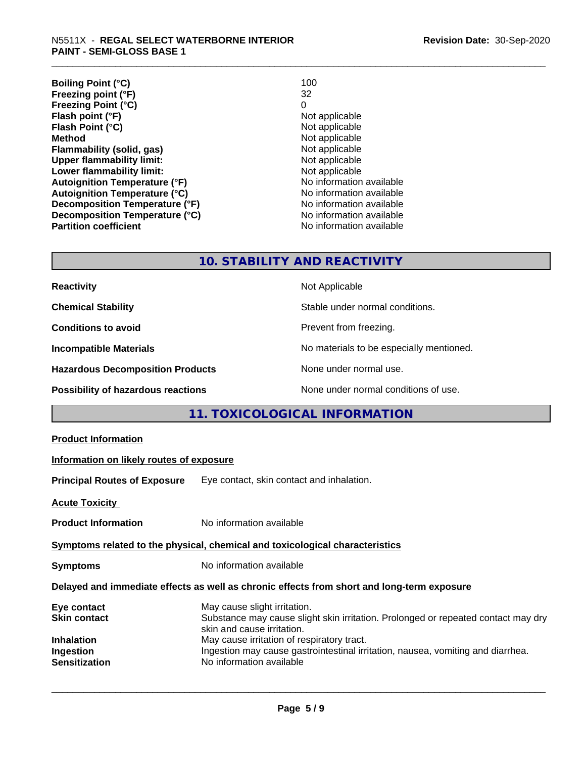| | |
|---|---|
| **Boiling Point (°C)** | 100 |
| **Freezing point (°F)** | 32 |
| **Freezing Point (°C)** | 0 |
| **Flash point (°F)** | Not applicable |
| **Flash Point (°C)** | Not applicable |
| **Method** | Not applicable |
| **Flammability (solid, gas)** | Not applicable |
| **Upper flammability limit:** | Not applicable |
| **Lower flammability limit:** | Not applicable |
| **Autoignition Temperature (°F)** | No information available |
| **Autoignition Temperature (°C)** | No information available |
| **Decomposition Temperature (°F)** | No information available |
| **Decomposition Temperature (°C)** | No information available |
| **Partition coefficient** | No information available |

## 10. STABILITY AND REACTIVITY

| | |
|---|---|
| **Reactivity** | Not Applicable |
| **Chemical Stability** | Stable under normal conditions. |
| **Conditions to avoid** | Prevent from freezing. |
| **Incompatible Materials** | No materials to be especially mentioned. |
| **Hazardous Decomposition Products** | None under normal use. |
| **Possibility of hazardous reactions** | None under normal conditions of use. |

## 11. TOXICOLOGICAL INFORMATION

**Product Information**

**Information on likely routes of exposure**

**Principal Routes of Exposure** Eye contact, skin contact and inhalation.

**Acute Toxicity**

**Product Information** No information available

**Symptoms related to the physical, chemical and toxicological characteristics**

**Symptoms** No information available

**Delayed and immediate effects as well as chronic effects from short and long-term exposure**

| | |
|---|---|
| **Eye contact** | May cause slight irritation. |
| **Skin contact** | Substance may cause slight skin irritation. Prolonged or repeated contact may dry skin and cause irritation. |
| **Inhalation** | May cause irritation of respiratory tract. |
| **Ingestion** | Ingestion may cause gastrointestinal irritation, nausea, vomiting and diarrhea. |
| **Sensitization** | No information available |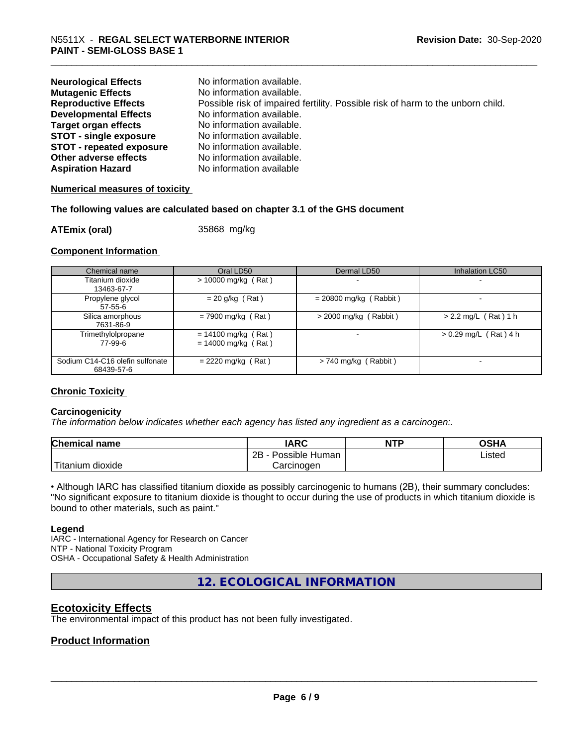| | |
|---|---|
| **Neurological Effects** | No information available. |
| **Mutagenic Effects** | No information available. |
| **Reproductive Effects** | Possible risk of impaired fertility. Possible risk of harm to the unborn child. |
| **Developmental Effects** | No information available. |
| **Target organ effects** | No information available. |
| **STOT - single exposure** | No information available. |
| **STOT - repeated exposure** | No information available. |
| **Other adverse effects** | No information available. |
| **Aspiration Hazard** | No information available |

**Numerical measures of toxicity**

**The following values are calculated based on chapter 3.1 of the GHS document**

**ATEmix (oral)** 35868 mg/kg

**Component Information**

| Chemical name | Oral LD50 | Dermal LD50 | Inhalation LC50 |
|---|---|---|---|
| Titanium dioxide<br>13463-67-7 | > 10000 mg/kg ( Rat ) | - | - |
| Propylene glycol<br>57-55-6 | = 20 g/kg ( Rat ) | = 20800 mg/kg ( Rabbit ) | - |
| Silica amorphous<br>7631-86-9 | = 7900 mg/kg ( Rat ) | > 2000 mg/kg ( Rabbit ) | > 2.2 mg/L ( Rat ) 1 h |
| Trimethylolpropane<br>77-99-6 | = 14100 mg/kg ( Rat )<br>= 14000 mg/kg ( Rat ) | - | > 0.29 mg/L ( Rat ) 4 h |
| Sodium C14-C16 olefin sulfonate<br>68439-57-6 | = 2220 mg/kg ( Rat ) | > 740 mg/kg ( Rabbit ) | - |

**Chronic Toxicity**

**Carcinogenicity**

*The information below indicates whether each agency has listed any ingredient as a carcinogen:.*

| Chemical name | IARC | NTP | OSHA |
|---|---|---|---|
| Titanium dioxide | 2B - Possible Human Carcinogen | | Listed |

• Although IARC has classified titanium dioxide as possibly carcinogenic to humans (2B), their summary concludes: "No significant exposure to titanium dioxide is thought to occur during the use of products in which titanium dioxide is bound to other materials, such as paint."

**Legend**

IARC - International Agency for Research on Cancer
NTP - National Toxicity Program
OSHA - Occupational Safety & Health Administration

## 12. ECOLOGICAL INFORMATION

### Ecotoxicity Effects

The environmental impact of this product has not been fully investigated.

### Product Information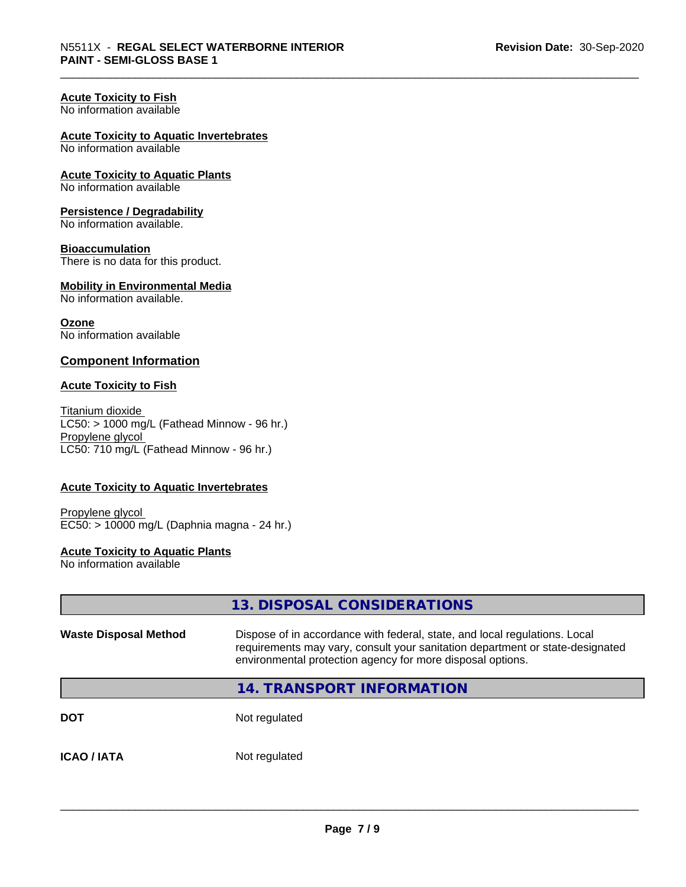**Acute Toxicity to Fish**
No information available

**Acute Toxicity to Aquatic Invertebrates**
No information available

**Acute Toxicity to Aquatic Plants**
No information available

**Persistence / Degradability**
No information available.

**Bioaccumulation**
There is no data for this product.

**Mobility in Environmental Media**
No information available.

**Ozone**
No information available

## Component Information

**Acute Toxicity to Fish**

Titanium dioxide
LC50: > 1000 mg/L (Fathead Minnow - 96 hr.)
Propylene glycol
LC50: 710 mg/L (Fathead Minnow - 96 hr.)

**Acute Toxicity to Aquatic Invertebrates**

Propylene glycol
EC50: > 10000 mg/L (Daphnia magna - 24 hr.)

**Acute Toxicity to Aquatic Plants**
No information available

## 13. DISPOSAL CONSIDERATIONS

**Waste Disposal Method** Dispose of in accordance with federal, state, and local regulations. Local requirements may vary, consult your sanitation department or state-designated environmental protection agency for more disposal options.

## 14. TRANSPORT INFORMATION

**DOT** Not regulated

**ICAO / IATA** Not regulated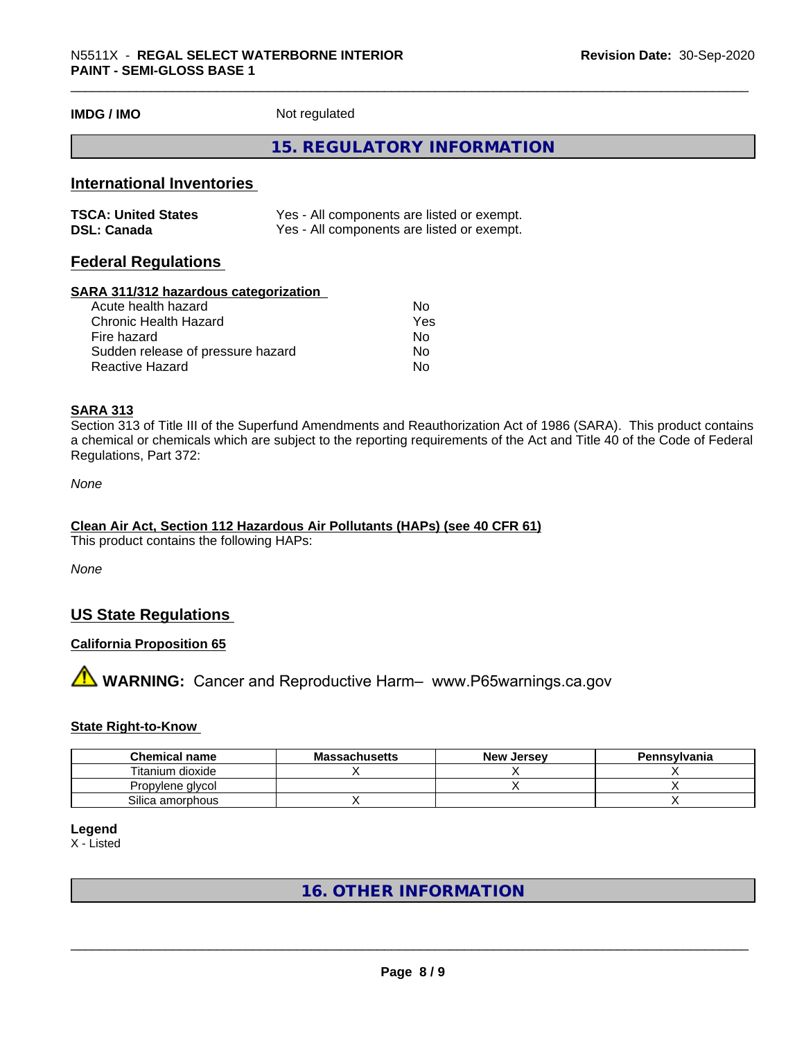**IMDG / IMO** Not regulated

## 15. REGULATORY INFORMATION

### International Inventories

| | |
|---|---|
| **TSCA: United States** | Yes - All components are listed or exempt. |
| **DSL: Canada** | Yes - All components are listed or exempt. |

### Federal Regulations

**SARA 311/312 hazardous categorization**

| | |
|---|---|
| Acute health hazard | No |
| Chronic Health Hazard | Yes |
| Fire hazard | No |
| Sudden release of pressure hazard | No |
| Reactive Hazard | No |

**SARA 313**

Section 313 of Title III of the Superfund Amendments and Reauthorization Act of 1986 (SARA). This product contains a chemical or chemicals which are subject to the reporting requirements of the Act and Title 40 of the Code of Federal Regulations, Part 372:

*None*

**Clean Air Act, Section 112 Hazardous Air Pollutants (HAPs) (see 40 CFR 61)**

This product contains the following HAPs:

*None*

### US State Regulations

**California Proposition 65**

⚠ **WARNING:** Cancer and Reproductive Harm– www.P65warnings.ca.gov

**State Right-to-Know**

| Chemical name | Massachusetts | New Jersey | Pennsylvania |
|---|---|---|---|
| Titanium dioxide | X | X | X |
| Propylene glycol | | X | X |
| Silica amorphous | X | | X |

**Legend**

X - Listed

## 16. OTHER INFORMATION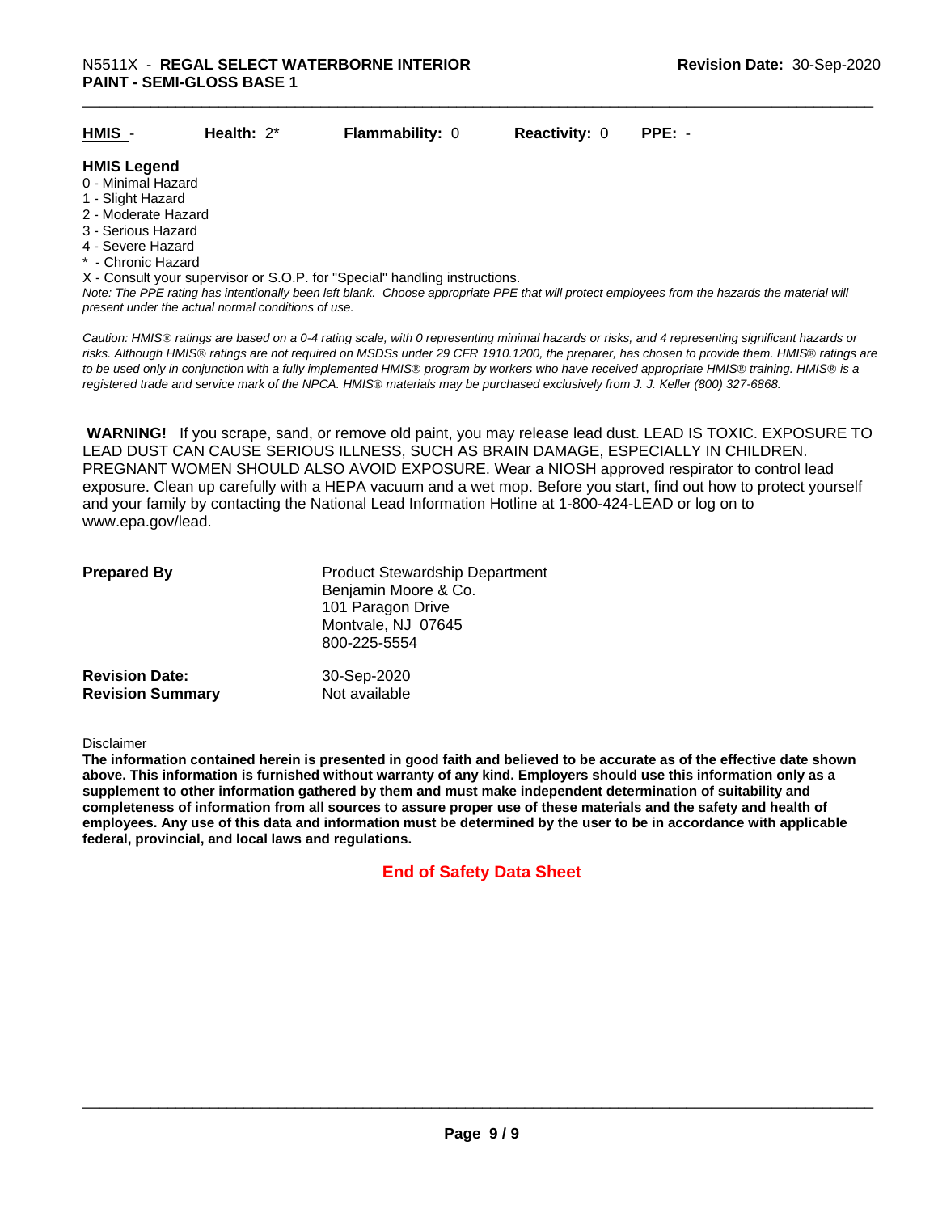| HMIS - | Health: 2* | Flammability: 0 | Reactivity: 0 | PPE: - |
|---|---|---|---|---|

**HMIS Legend**

0 - Minimal Hazard
1 - Slight Hazard
2 - Moderate Hazard
3 - Serious Hazard
4 - Severe Hazard
* - Chronic Hazard
X - Consult your supervisor or S.O.P. for "Special" handling instructions.

*Note: The PPE rating has intentionally been left blank. Choose appropriate PPE that will protect employees from the hazards the material will present under the actual normal conditions of use.*

*Caution: HMIS® ratings are based on a 0-4 rating scale, with 0 representing minimal hazards or risks, and 4 representing significant hazards or risks. Although HMIS® ratings are not required on MSDSs under 29 CFR 1910.1200, the preparer, has chosen to provide them. HMIS® ratings are to be used only in conjunction with a fully implemented HMIS® program by workers who have received appropriate HMIS® training. HMIS® is a registered trade and service mark of the NPCA. HMIS® materials may be purchased exclusively from J. J. Keller (800) 327-6868.*

**WARNING!** If you scrape, sand, or remove old paint, you may release lead dust. LEAD IS TOXIC. EXPOSURE TO LEAD DUST CAN CAUSE SERIOUS ILLNESS, SUCH AS BRAIN DAMAGE, ESPECIALLY IN CHILDREN. PREGNANT WOMEN SHOULD ALSO AVOID EXPOSURE. Wear a NIOSH approved respirator to control lead exposure. Clean up carefully with a HEPA vacuum and a wet mop. Before you start, find out how to protect yourself and your family by contacting the National Lead Information Hotline at 1-800-424-LEAD or log on to www.epa.gov/lead.

**Prepared By**
Product Stewardship Department
Benjamin Moore & Co.
101 Paragon Drive
Montvale, NJ 07645
800-225-5554

**Revision Date:** 30-Sep-2020
**Revision Summary** Not available

Disclaimer

**The information contained herein is presented in good faith and believed to be accurate as of the effective date shown above. This information is furnished without warranty of any kind. Employers should use this information only as a supplement to other information gathered by them and must make independent determination of suitability and completeness of information from all sources to assure proper use of these materials and the safety and health of employees. Any use of this data and information must be determined by the user to be in accordance with applicable federal, provincial, and local laws and regulations.**

**End of Safety Data Sheet**